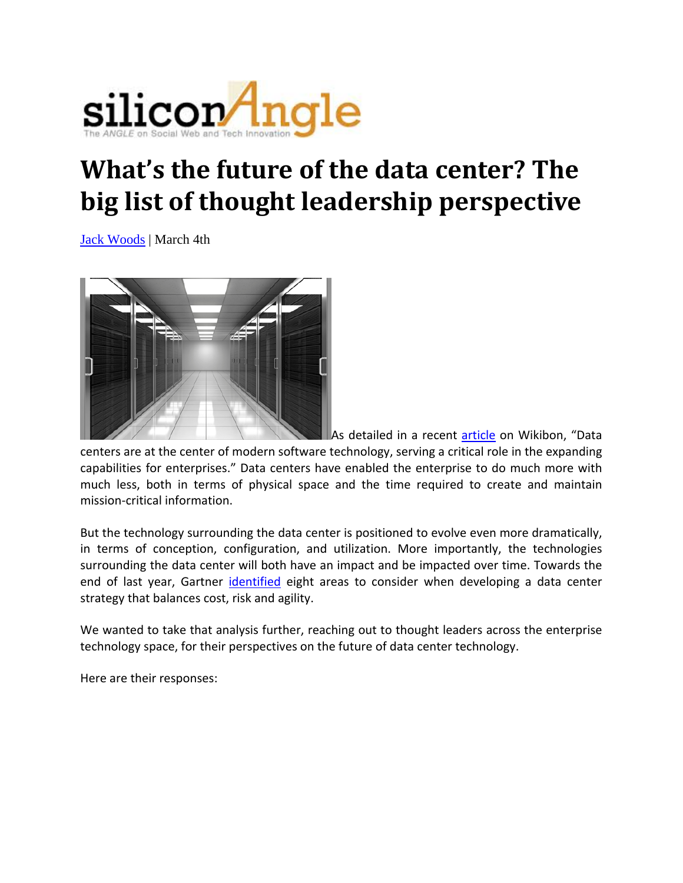siliconAngle

The ANGLE on Social Web and Tech Innovation

# What's the future of the data center? The big list of thought leadership perspective

Jack Woods | March 4th

As detailed in a recent article on Wikibon, "Data centers are at the center of modern software technology, serving a critical role in the expanding capabilities for enterprises." Data centers have enabled the enterprise to do much more with much less, both in terms of physical space and the time required to create and maintain mission-critical information.

But the technology surrounding the data center is positioned to evolve even more dramatically, in terms of conception, configuration, and utilization. More importantly, the technologies surrounding the data center will both have an impact and be impacted over time. Towards the end of last year, Gartner identified eight areas to consider when developing a data center strategy that balances cost, risk and agility.

We wanted to take that analysis further, reaching out to thought leaders across the enterprise technology space, for their perspectives on the future of data center technology.

Here are their responses: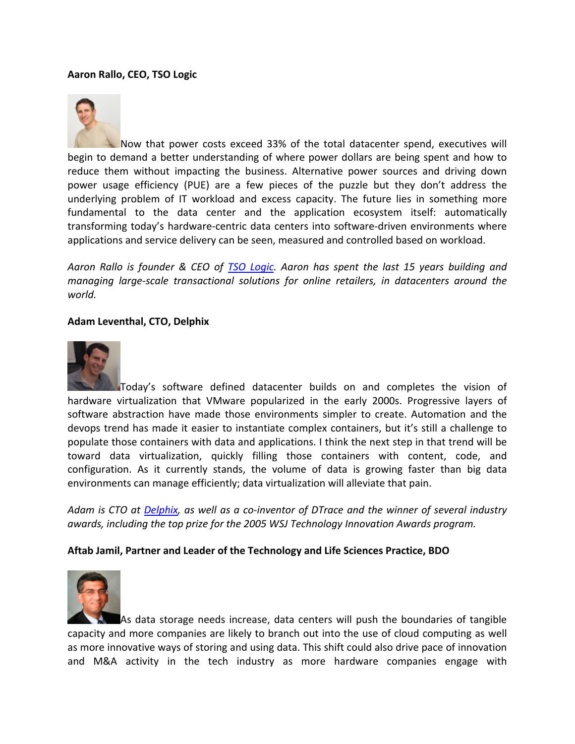**Aaron Rallo, CEO, TSO Logic**

Now that power costs exceed 33% of the total datacenter spend, executives will begin to demand a better understanding of where power dollars are being spent and how to reduce them without impacting the business. Alternative power sources and driving down power usage efficiency (PUE) are a few pieces of the puzzle but they don't address the underlying problem of IT workload and excess capacity. The future lies in something more fundamental to the data center and the application ecosystem itself: automatically transforming today's hardware-centric data centers into software-driven environments where applications and service delivery can be seen, measured and controlled based on workload.

*Aaron Rallo is founder & CEO of TSO Logic. Aaron has spent the last 15 years building and managing large-scale transactional solutions for online retailers, in datacenters around the world.*

**Adam Leventhal, CTO, Delphix**

Today's software defined datacenter builds on and completes the vision of hardware virtualization that VMware popularized in the early 2000s. Progressive layers of software abstraction have made those environments simpler to create. Automation and the devops trend has made it easier to instantiate complex containers, but it's still a challenge to populate those containers with data and applications. I think the next step in that trend will be toward data virtualization, quickly filling those containers with content, code, and configuration. As it currently stands, the volume of data is growing faster than big data environments can manage efficiently; data virtualization will alleviate that pain.

*Adam is CTO at Delphix, as well as a co-inventor of DTrace and the winner of several industry awards, including the top prize for the 2005 WSJ Technology Innovation Awards program.*

**Aftab Jamil, Partner and Leader of the Technology and Life Sciences Practice, BDO**

As data storage needs increase, data centers will push the boundaries of tangible capacity and more companies are likely to branch out into the use of cloud computing as well as more innovative ways of storing and using data. This shift could also drive pace of innovation and M&A activity in the tech industry as more hardware companies engage with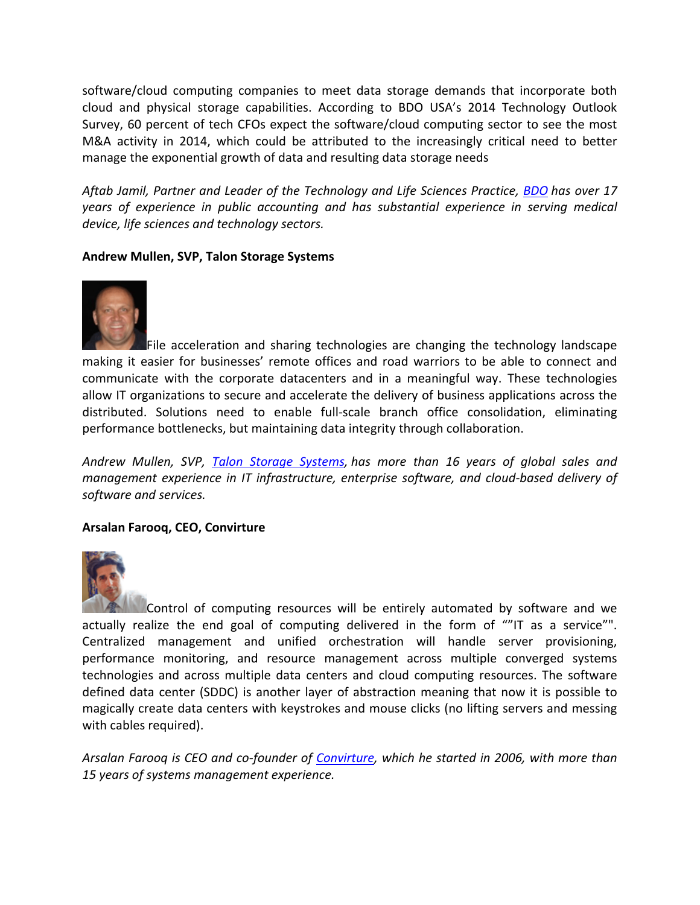software/cloud computing companies to meet data storage demands that incorporate both cloud and physical storage capabilities. According to BDO USA's 2014 Technology Outlook Survey, 60 percent of tech CFOs expect the software/cloud computing sector to see the most M&A activity in 2014, which could be attributed to the increasingly critical need to better manage the exponential growth of data and resulting data storage needs

*Aftab Jamil, Partner and Leader of the Technology and Life Sciences Practice, [BDO](#) has over 17 years of experience in public accounting and has substantial experience in serving medical device, life sciences and technology sectors.*

**Andrew Mullen, SVP, Talon Storage Systems**

File acceleration and sharing technologies are changing the technology landscape making it easier for businesses' remote offices and road warriors to be able to connect and communicate with the corporate datacenters and in a meaningful way. These technologies allow IT organizations to secure and accelerate the delivery of business applications across the distributed. Solutions need to enable full-scale branch office consolidation, eliminating performance bottlenecks, but maintaining data integrity through collaboration.

*Andrew Mullen, SVP, [Talon Storage Systems](#), has more than 16 years of global sales and management experience in IT infrastructure, enterprise software, and cloud-based delivery of software and services.*

**Arsalan Farooq, CEO, Convirture**

Control of computing resources will be entirely automated by software and we actually realize the end goal of computing delivered in the form of ""IT as a service"". Centralized management and unified orchestration will handle server provisioning, performance monitoring, and resource management across multiple converged systems technologies and across multiple data centers and cloud computing resources. The software defined data center (SDDC) is another layer of abstraction meaning that now it is possible to magically create data centers with keystrokes and mouse clicks (no lifting servers and messing with cables required).

*Arsalan Farooq is CEO and co-founder of [Convirture](#), which he started in 2006, with more than 15 years of systems management experience.*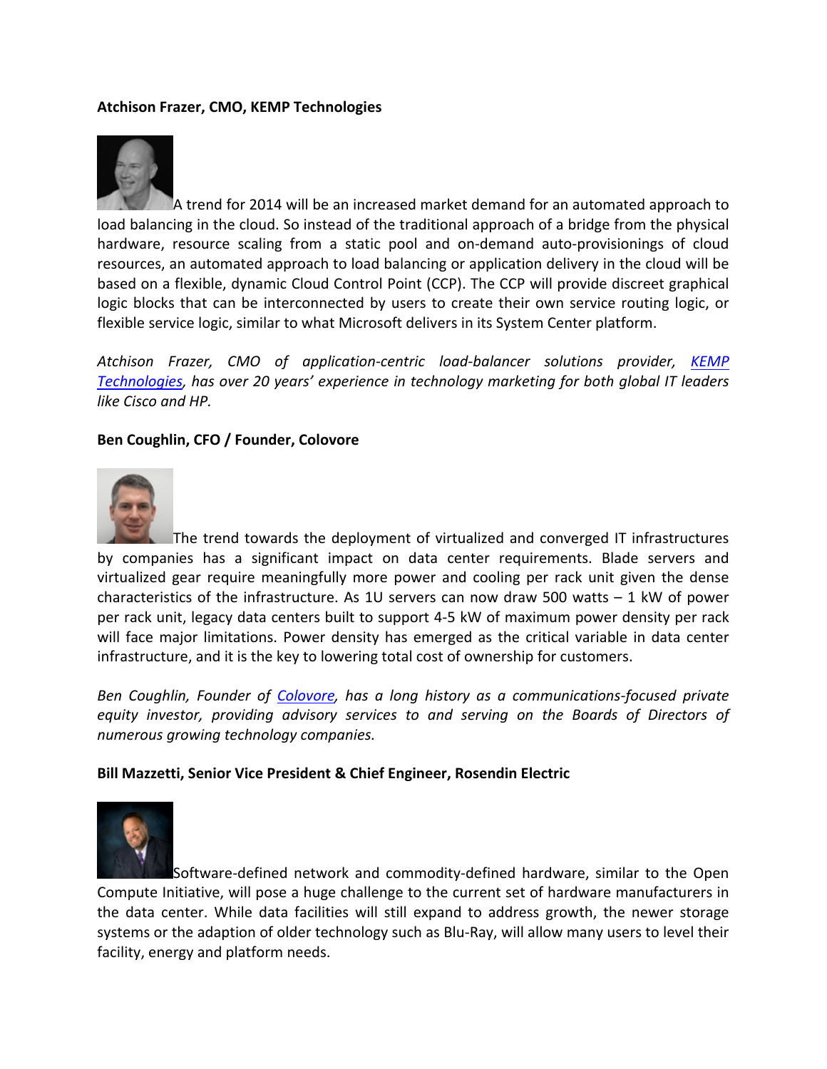**Atchison Frazer, CMO, KEMP Technologies**

A trend for 2014 will be an increased market demand for an automated approach to load balancing in the cloud. So instead of the traditional approach of a bridge from the physical hardware, resource scaling from a static pool and on-demand auto-provisionings of cloud resources, an automated approach to load balancing or application delivery in the cloud will be based on a flexible, dynamic Cloud Control Point (CCP). The CCP will provide discreet graphical logic blocks that can be interconnected by users to create their own service routing logic, or flexible service logic, similar to what Microsoft delivers in its System Center platform.

*Atchison Frazer, CMO of application-centric load-balancer solutions provider, KEMP Technologies, has over 20 years' experience in technology marketing for both global IT leaders like Cisco and HP.*

**Ben Coughlin, CFO / Founder, Colovore**

The trend towards the deployment of virtualized and converged IT infrastructures by companies has a significant impact on data center requirements. Blade servers and virtualized gear require meaningfully more power and cooling per rack unit given the dense characteristics of the infrastructure. As 1U servers can now draw 500 watts – 1 kW of power per rack unit, legacy data centers built to support 4-5 kW of maximum power density per rack will face major limitations. Power density has emerged as the critical variable in data center infrastructure, and it is the key to lowering total cost of ownership for customers.

*Ben Coughlin, Founder of Colovore, has a long history as a communications-focused private equity investor, providing advisory services to and serving on the Boards of Directors of numerous growing technology companies.*

**Bill Mazzetti, Senior Vice President & Chief Engineer, Rosendin Electric**

Software-defined network and commodity-defined hardware, similar to the Open Compute Initiative, will pose a huge challenge to the current set of hardware manufacturers in the data center. While data facilities will still expand to address growth, the newer storage systems or the adaption of older technology such as Blu-Ray, will allow many users to level their facility, energy and platform needs.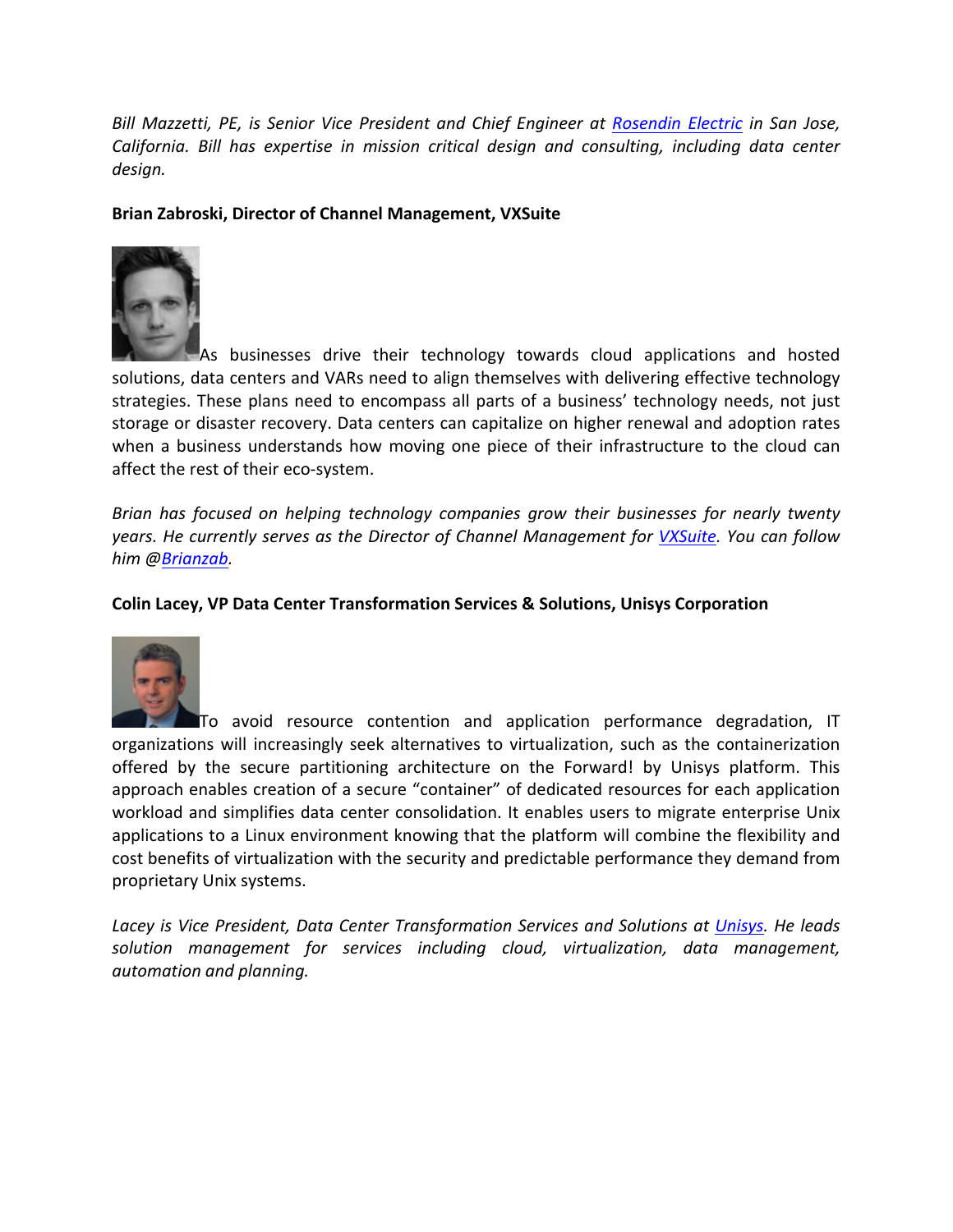*Bill Mazzetti, PE, is Senior Vice President and Chief Engineer at [Rosendin Electric](Rosendin Electric) in San Jose, California. Bill has expertise in mission critical design and consulting, including data center design.*

**Brian Zabroski, Director of Channel Management, VXSuite**

As businesses drive their technology towards cloud applications and hosted solutions, data centers and VARs need to align themselves with delivering effective technology strategies. These plans need to encompass all parts of a business' technology needs, not just storage or disaster recovery. Data centers can capitalize on higher renewal and adoption rates when a business understands how moving one piece of their infrastructure to the cloud can affect the rest of their eco-system.

*Brian has focused on helping technology companies grow their businesses for nearly twenty years. He currently serves as the Director of Channel Management for VXSuite. You can follow him @Brianzab.*

**Colin Lacey, VP Data Center Transformation Services & Solutions, Unisys Corporation**

To avoid resource contention and application performance degradation, IT organizations will increasingly seek alternatives to virtualization, such as the containerization offered by the secure partitioning architecture on the Forward! by Unisys platform. This approach enables creation of a secure "container" of dedicated resources for each application workload and simplifies data center consolidation. It enables users to migrate enterprise Unix applications to a Linux environment knowing that the platform will combine the flexibility and cost benefits of virtualization with the security and predictable performance they demand from proprietary Unix systems.

*Lacey is Vice President, Data Center Transformation Services and Solutions at Unisys. He leads solution management for services including cloud, virtualization, data management, automation and planning.*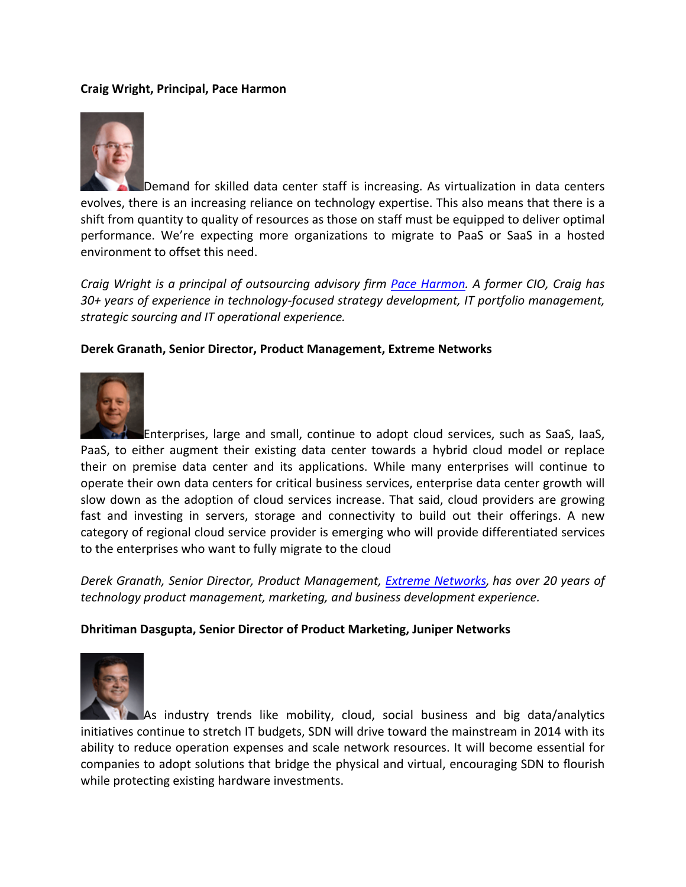**Craig Wright, Principal, Pace Harmon**

Demand for skilled data center staff is increasing. As virtualization in data centers evolves, there is an increasing reliance on technology expertise. This also means that there is a shift from quantity to quality of resources as those on staff must be equipped to deliver optimal performance. We're expecting more organizations to migrate to PaaS or SaaS in a hosted environment to offset this need.

*Craig Wright is a principal of outsourcing advisory firm [Pace Harmon](). A former CIO, Craig has 30+ years of experience in technology-focused strategy development, IT portfolio management, strategic sourcing and IT operational experience.*

**Derek Granath, Senior Director, Product Management, Extreme Networks**

Enterprises, large and small, continue to adopt cloud services, such as SaaS, IaaS, PaaS, to either augment their existing data center towards a hybrid cloud model or replace their on premise data center and its applications. While many enterprises will continue to operate their own data centers for critical business services, enterprise data center growth will slow down as the adoption of cloud services increase. That said, cloud providers are growing fast and investing in servers, storage and connectivity to build out their offerings. A new category of regional cloud service provider is emerging who will provide differentiated services to the enterprises who want to fully migrate to the cloud

*Derek Granath, Senior Director, Product Management, [Extreme Networks](), has over 20 years of technology product management, marketing, and business development experience.*

**Dhritiman Dasgupta, Senior Director of Product Marketing, Juniper Networks**

As industry trends like mobility, cloud, social business and big data/analytics initiatives continue to stretch IT budgets, SDN will drive toward the mainstream in 2014 with its ability to reduce operation expenses and scale network resources. It will become essential for companies to adopt solutions that bridge the physical and virtual, encouraging SDN to flourish while protecting existing hardware investments.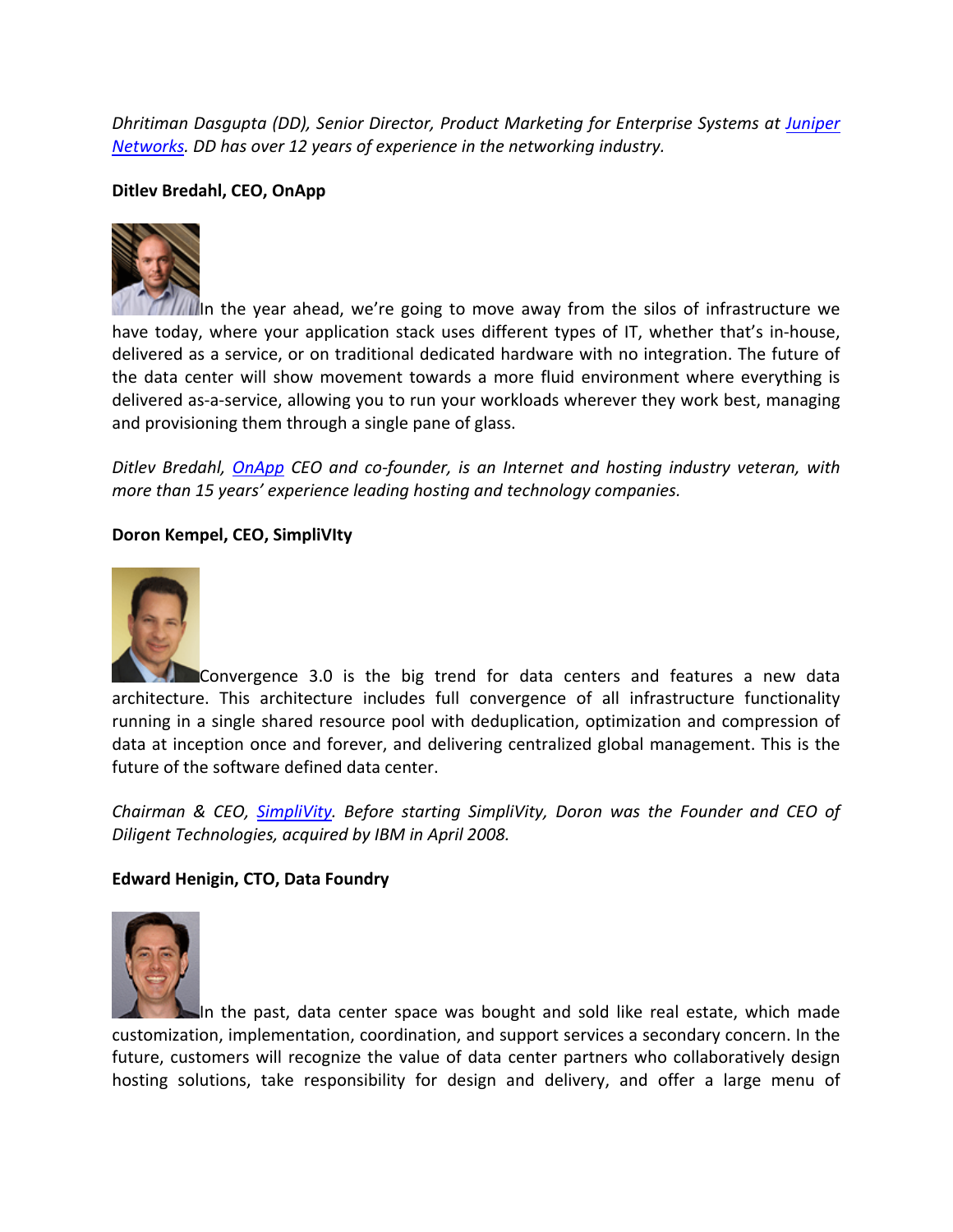*Dhritiman Dasgupta (DD), Senior Director, Product Marketing for Enterprise Systems at [Juniper Networks](). DD has over 12 years of experience in the networking industry.*

**Ditlev Bredahl, CEO, OnApp**

In the year ahead, we're going to move away from the silos of infrastructure we have today, where your application stack uses different types of IT, whether that's in-house, delivered as a service, or on traditional dedicated hardware with no integration. The future of the data center will show movement towards a more fluid environment where everything is delivered as-a-service, allowing you to run your workloads wherever they work best, managing and provisioning them through a single pane of glass.

*Ditlev Bredahl, [OnApp]() CEO and co-founder, is an Internet and hosting industry veteran, with more than 15 years' experience leading hosting and technology companies.*

**Doron Kempel, CEO, SimpliVIty**

Convergence 3.0 is the big trend for data centers and features a new data architecture. This architecture includes full convergence of all infrastructure functionality running in a single shared resource pool with deduplication, optimization and compression of data at inception once and forever, and delivering centralized global management. This is the future of the software defined data center.

*Chairman & CEO, [SimpliVity](). Before starting SimpliVity, Doron was the Founder and CEO of Diligent Technologies, acquired by IBM in April 2008.*

**Edward Henigin, CTO, Data Foundry**

In the past, data center space was bought and sold like real estate, which made customization, implementation, coordination, and support services a secondary concern. In the future, customers will recognize the value of data center partners who collaboratively design hosting solutions, take responsibility for design and delivery, and offer a large menu of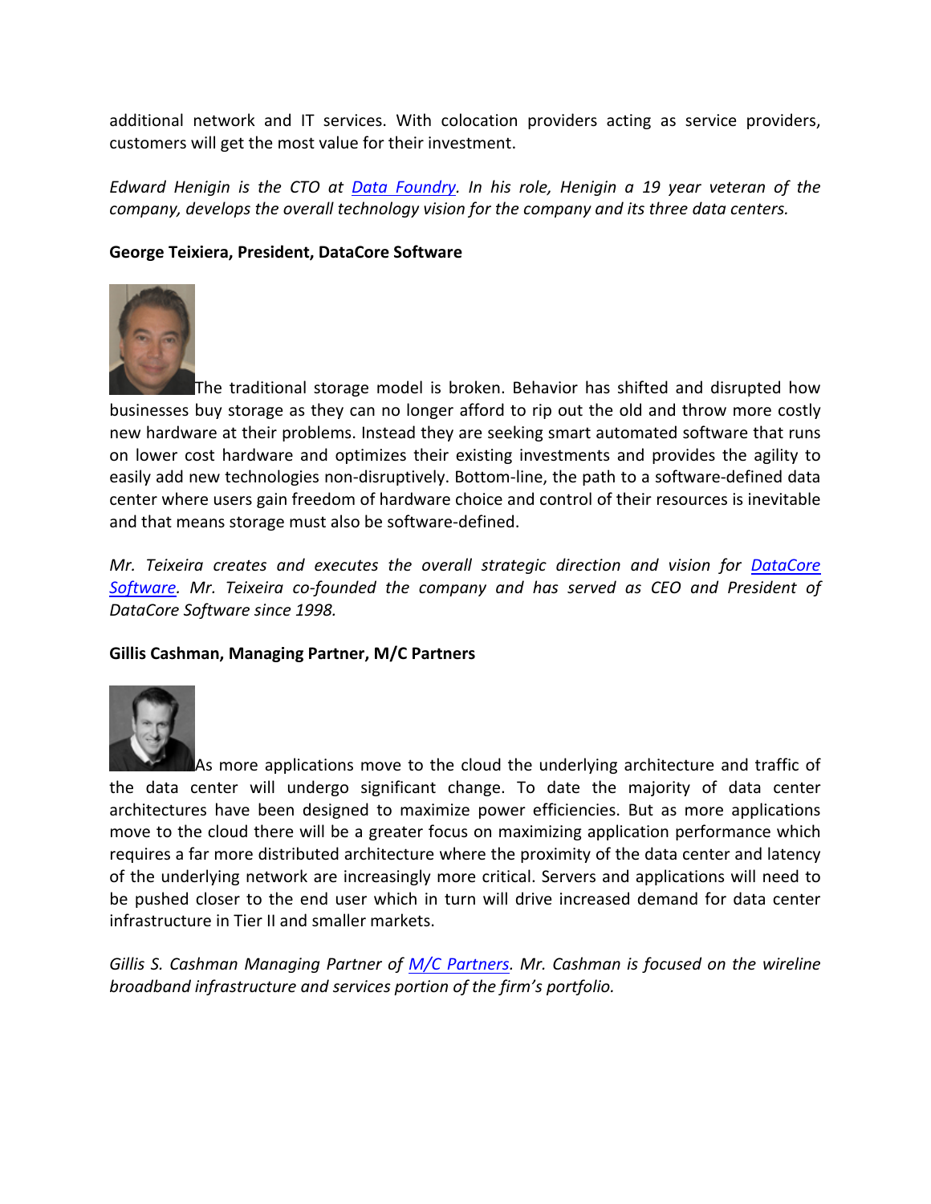additional network and IT services. With colocation providers acting as service providers, customers will get the most value for their investment.

*Edward Henigin is the CTO at [Data Foundry](). In his role, Henigin a 19 year veteran of the company, develops the overall technology vision for the company and its three data centers.*

**George Teixiera, President, DataCore Software**

The traditional storage model is broken. Behavior has shifted and disrupted how businesses buy storage as they can no longer afford to rip out the old and throw more costly new hardware at their problems. Instead they are seeking smart automated software that runs on lower cost hardware and optimizes their existing investments and provides the agility to easily add new technologies non-disruptively. Bottom-line, the path to a software-defined data center where users gain freedom of hardware choice and control of their resources is inevitable and that means storage must also be software-defined.

*Mr. Teixeira creates and executes the overall strategic direction and vision for [DataCore Software](). Mr. Teixeira co-founded the company and has served as CEO and President of DataCore Software since 1998.*

**Gillis Cashman, Managing Partner, M/C Partners**

As more applications move to the cloud the underlying architecture and traffic of the data center will undergo significant change. To date the majority of data center architectures have been designed to maximize power efficiencies. But as more applications move to the cloud there will be a greater focus on maximizing application performance which requires a far more distributed architecture where the proximity of the data center and latency of the underlying network are increasingly more critical. Servers and applications will need to be pushed closer to the end user which in turn will drive increased demand for data center infrastructure in Tier II and smaller markets.

*Gillis S. Cashman Managing Partner of [M/C Partners](). Mr. Cashman is focused on the wireline broadband infrastructure and services portion of the firm's portfolio.*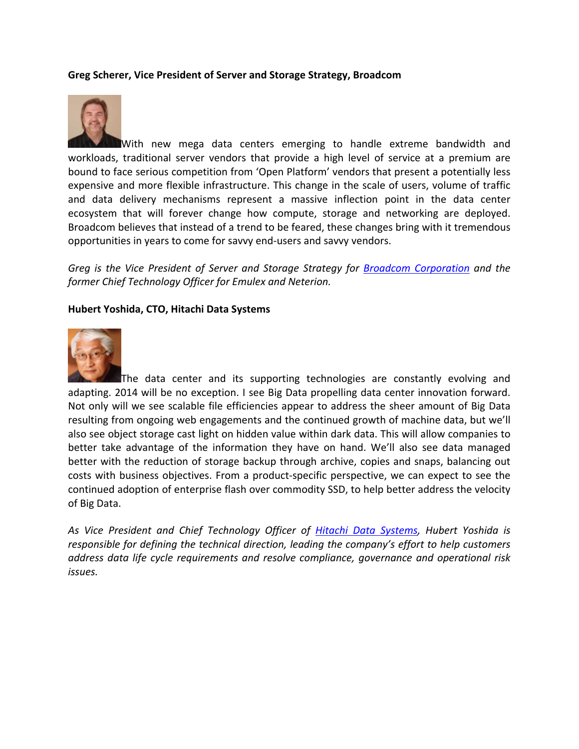**Greg Scherer, Vice President of Server and Storage Strategy, Broadcom**

With new mega data centers emerging to handle extreme bandwidth and workloads, traditional server vendors that provide a high level of service at a premium are bound to face serious competition from 'Open Platform' vendors that present a potentially less expensive and more flexible infrastructure. This change in the scale of users, volume of traffic and data delivery mechanisms represent a massive inflection point in the data center ecosystem that will forever change how compute, storage and networking are deployed. Broadcom believes that instead of a trend to be feared, these changes bring with it tremendous opportunities in years to come for savvy end-users and savvy vendors.

*Greg is the Vice President of Server and Storage Strategy for Broadcom Corporation and the former Chief Technology Officer for Emulex and Neterion.*

**Hubert Yoshida, CTO, Hitachi Data Systems**

The data center and its supporting technologies are constantly evolving and adapting. 2014 will be no exception. I see Big Data propelling data center innovation forward. Not only will we see scalable file efficiencies appear to address the sheer amount of Big Data resulting from ongoing web engagements and the continued growth of machine data, but we'll also see object storage cast light on hidden value within dark data. This will allow companies to better take advantage of the information they have on hand. We'll also see data managed better with the reduction of storage backup through archive, copies and snaps, balancing out costs with business objectives. From a product-specific perspective, we can expect to see the continued adoption of enterprise flash over commodity SSD, to help better address the velocity of Big Data.

*As Vice President and Chief Technology Officer of Hitachi Data Systems, Hubert Yoshida is responsible for defining the technical direction, leading the company's effort to help customers address data life cycle requirements and resolve compliance, governance and operational risk issues.*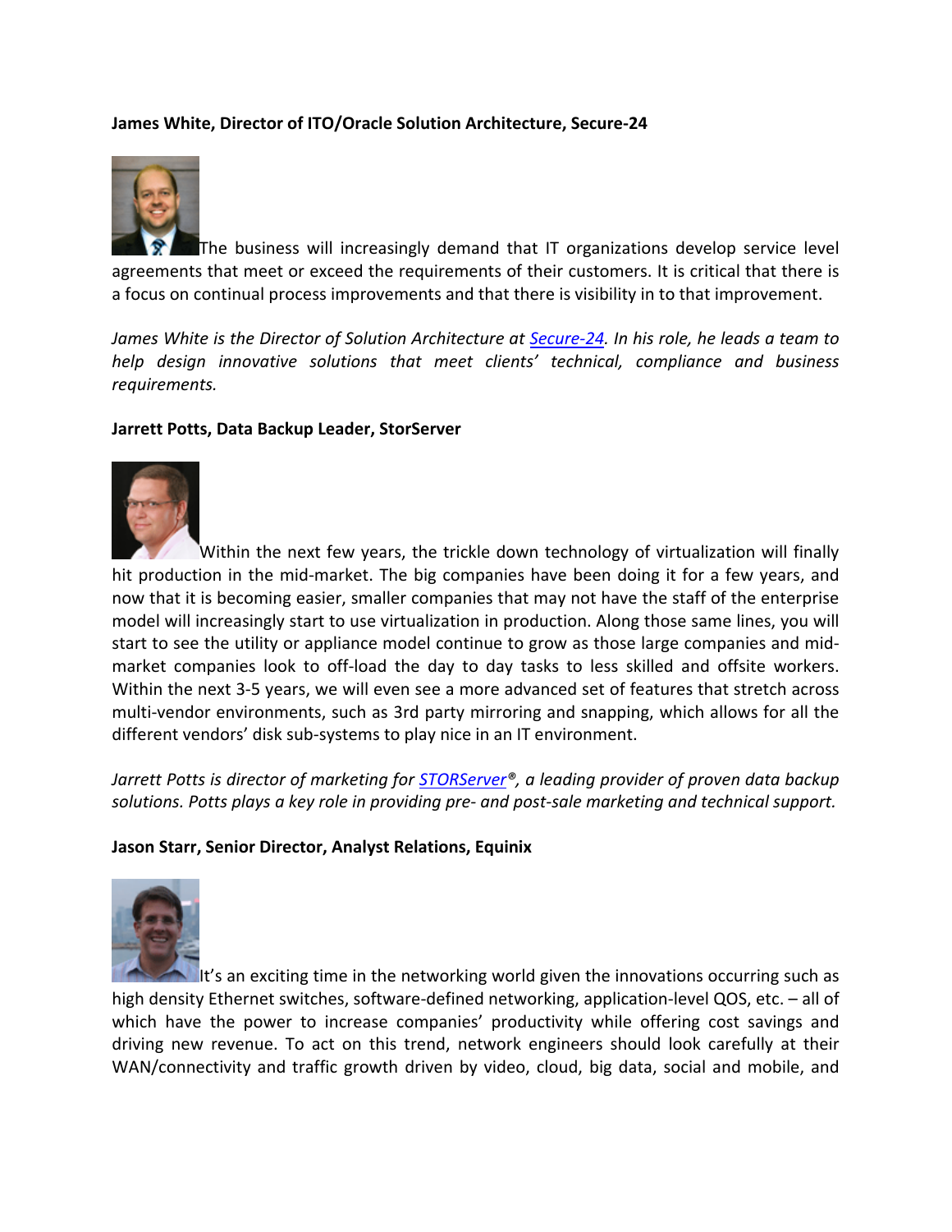**James White, Director of ITO/Oracle Solution Architecture, Secure-24**

The business will increasingly demand that IT organizations develop service level agreements that meet or exceed the requirements of their customers. It is critical that there is a focus on continual process improvements and that there is visibility in to that improvement.

*James White is the Director of Solution Architecture at [Secure-24](). In his role, he leads a team to help design innovative solutions that meet clients' technical, compliance and business requirements.*

**Jarrett Potts, Data Backup Leader, StorServer**

Within the next few years, the trickle down technology of virtualization will finally hit production in the mid-market. The big companies have been doing it for a few years, and now that it is becoming easier, smaller companies that may not have the staff of the enterprise model will increasingly start to use virtualization in production. Along those same lines, you will start to see the utility or appliance model continue to grow as those large companies and mid-market companies look to off-load the day to day tasks to less skilled and offsite workers. Within the next 3-5 years, we will even see a more advanced set of features that stretch across multi-vendor environments, such as 3rd party mirroring and snapping, which allows for all the different vendors' disk sub-systems to play nice in an IT environment.

*Jarrett Potts is director of marketing for [STORServer]()®, a leading provider of proven data backup solutions. Potts plays a key role in providing pre- and post-sale marketing and technical support.*

**Jason Starr, Senior Director, Analyst Relations, Equinix**

It's an exciting time in the networking world given the innovations occurring such as high density Ethernet switches, software-defined networking, application-level QOS, etc. – all of which have the power to increase companies' productivity while offering cost savings and driving new revenue. To act on this trend, network engineers should look carefully at their WAN/connectivity and traffic growth driven by video, cloud, big data, social and mobile, and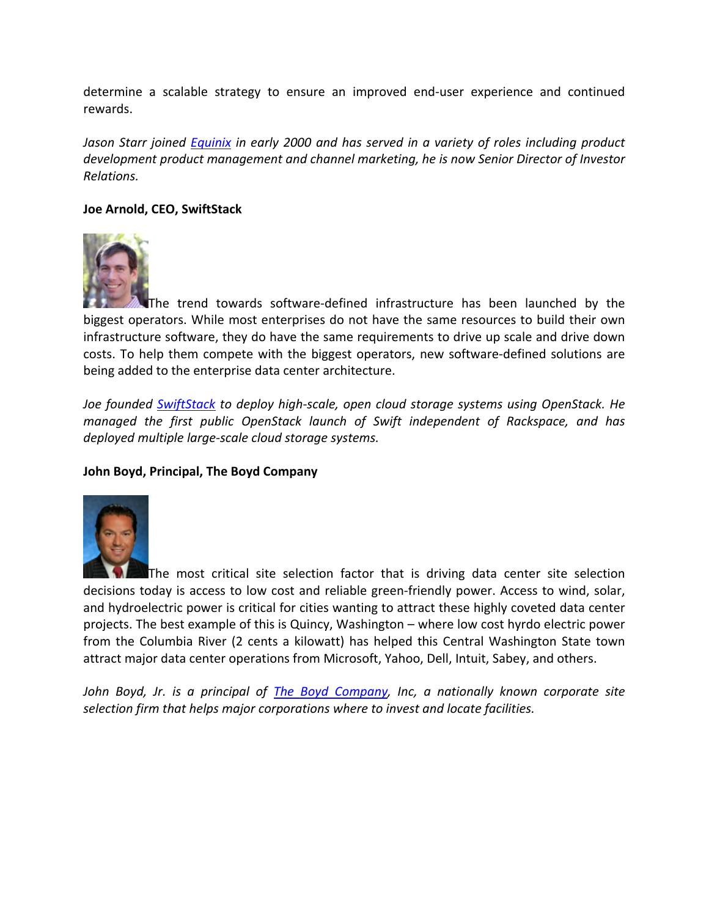determine a scalable strategy to ensure an improved end-user experience and continued rewards.

*Jason Starr joined [Equinix](#) in early 2000 and has served in a variety of roles including product development product management and channel marketing, he is now Senior Director of Investor Relations.*

**Joe Arnold, CEO, SwiftStack**

The trend towards software-defined infrastructure has been launched by the biggest operators. While most enterprises do not have the same resources to build their own infrastructure software, they do have the same requirements to drive up scale and drive down costs. To help them compete with the biggest operators, new software-defined solutions are being added to the enterprise data center architecture.

*Joe founded [SwiftStack](#) to deploy high-scale, open cloud storage systems using OpenStack. He managed the first public OpenStack launch of Swift independent of Rackspace, and has deployed multiple large-scale cloud storage systems.*

**John Boyd, Principal, The Boyd Company**

The most critical site selection factor that is driving data center site selection decisions today is access to low cost and reliable green-friendly power. Access to wind, solar, and hydroelectric power is critical for cities wanting to attract these highly coveted data center projects. The best example of this is Quincy, Washington – where low cost hyrdo electric power from the Columbia River (2 cents a kilowatt) has helped this Central Washington State town attract major data center operations from Microsoft, Yahoo, Dell, Intuit, Sabey, and others.

*John Boyd, Jr. is a principal of [The Boyd Company](#), Inc, a nationally known corporate site selection firm that helps major corporations where to invest and locate facilities.*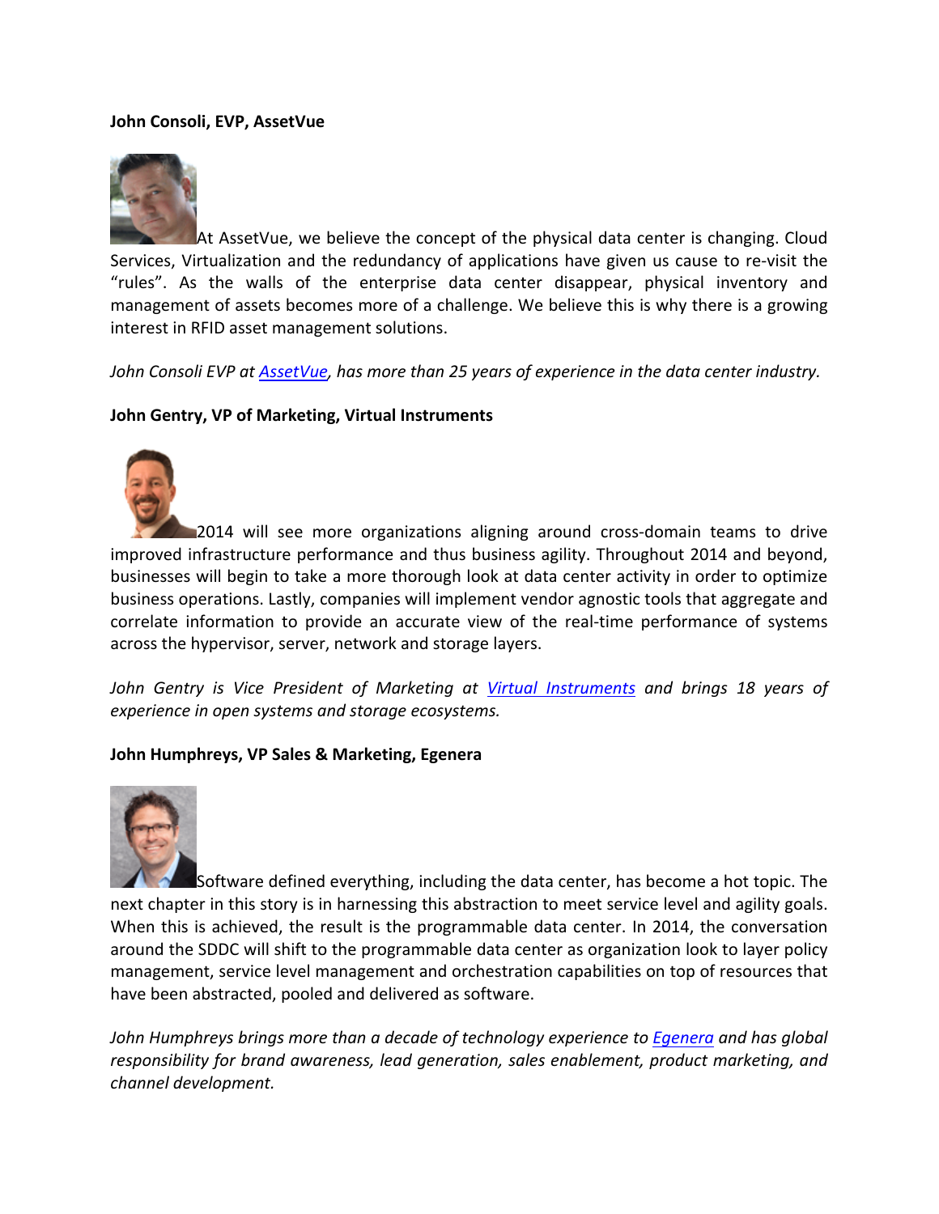**John Consoli, EVP, AssetVue**

At AssetVue, we believe the concept of the physical data center is changing. Cloud Services, Virtualization and the redundancy of applications have given us cause to re-visit the "rules". As the walls of the enterprise data center disappear, physical inventory and management of assets becomes more of a challenge. We believe this is why there is a growing interest in RFID asset management solutions.

*John Consoli EVP at AssetVue, has more than 25 years of experience in the data center industry.*

**John Gentry, VP of Marketing, Virtual Instruments**

2014 will see more organizations aligning around cross-domain teams to drive improved infrastructure performance and thus business agility. Throughout 2014 and beyond, businesses will begin to take a more thorough look at data center activity in order to optimize business operations. Lastly, companies will implement vendor agnostic tools that aggregate and correlate information to provide an accurate view of the real-time performance of systems across the hypervisor, server, network and storage layers.

*John Gentry is Vice President of Marketing at Virtual Instruments and brings 18 years of experience in open systems and storage ecosystems.*

**John Humphreys, VP Sales & Marketing, Egenera**

Software defined everything, including the data center, has become a hot topic. The next chapter in this story is in harnessing this abstraction to meet service level and agility goals. When this is achieved, the result is the programmable data center. In 2014, the conversation around the SDDC will shift to the programmable data center as organization look to layer policy management, service level management and orchestration capabilities on top of resources that have been abstracted, pooled and delivered as software.

*John Humphreys brings more than a decade of technology experience to Egenera and has global responsibility for brand awareness, lead generation, sales enablement, product marketing, and channel development.*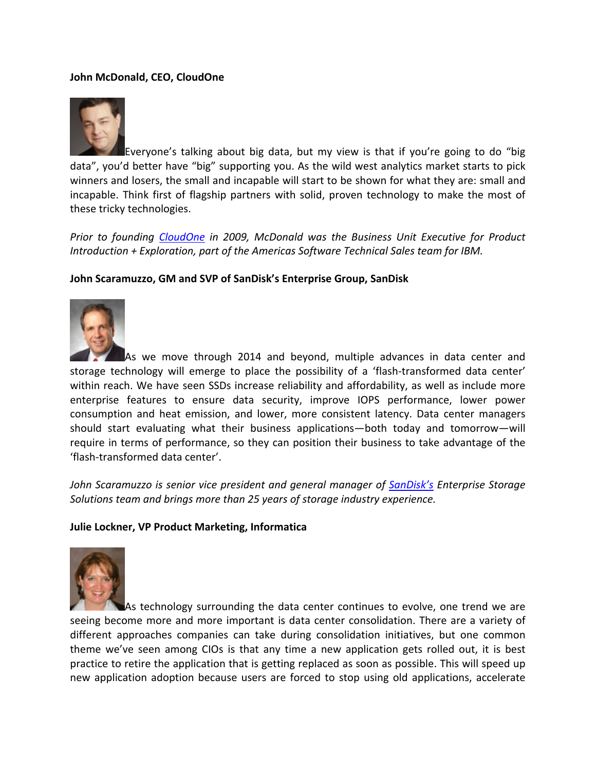**John McDonald, CEO, CloudOne**

Everyone's talking about big data, but my view is that if you're going to do "big data", you'd better have "big" supporting you. As the wild west analytics market starts to pick winners and losers, the small and incapable will start to be shown for what they are: small and incapable. Think first of flagship partners with solid, proven technology to make the most of these tricky technologies.

*Prior to founding CloudOne in 2009, McDonald was the Business Unit Executive for Product Introduction + Exploration, part of the Americas Software Technical Sales team for IBM.*

**John Scaramuzzo, GM and SVP of SanDisk's Enterprise Group, SanDisk**

As we move through 2014 and beyond, multiple advances in data center and storage technology will emerge to place the possibility of a 'flash-transformed data center' within reach. We have seen SSDs increase reliability and affordability, as well as include more enterprise features to ensure data security, improve IOPS performance, lower power consumption and heat emission, and lower, more consistent latency. Data center managers should start evaluating what their business applications—both today and tomorrow—will require in terms of performance, so they can position their business to take advantage of the 'flash-transformed data center'.

*John Scaramuzzo is senior vice president and general manager of SanDisk's Enterprise Storage Solutions team and brings more than 25 years of storage industry experience.*

**Julie Lockner, VP Product Marketing, Informatica**

As technology surrounding the data center continues to evolve, one trend we are seeing become more and more important is data center consolidation. There are a variety of different approaches companies can take during consolidation initiatives, but one common theme we've seen among CIOs is that any time a new application gets rolled out, it is best practice to retire the application that is getting replaced as soon as possible. This will speed up new application adoption because users are forced to stop using old applications, accelerate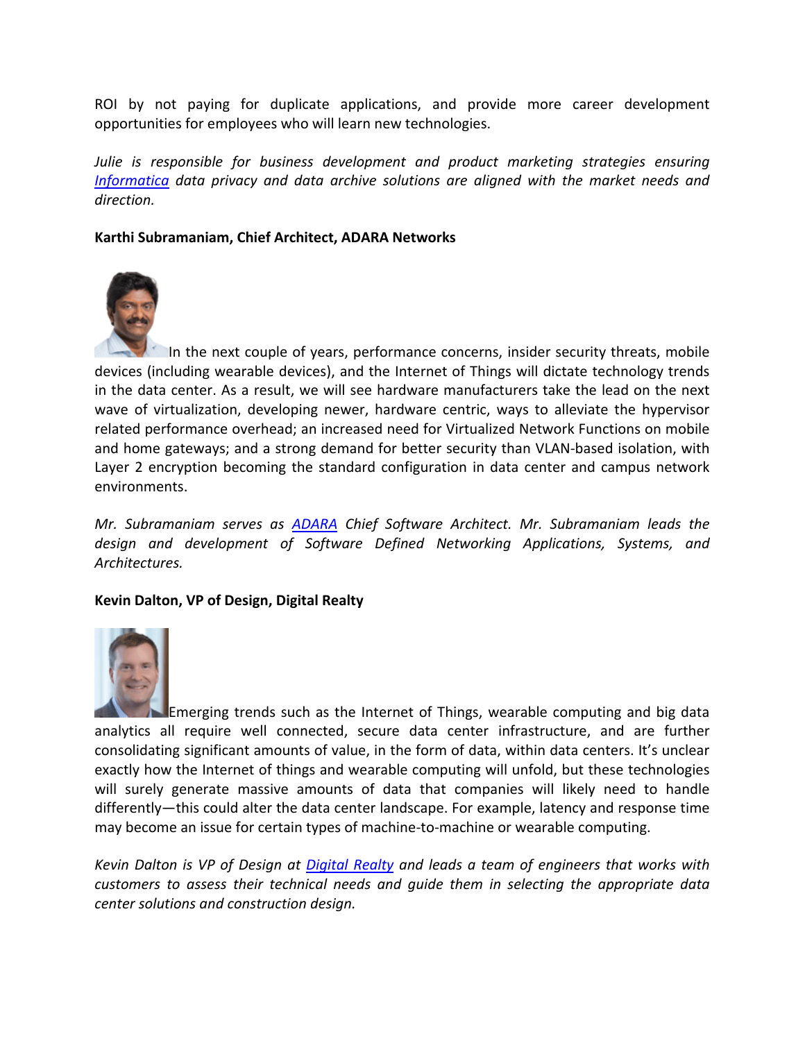ROI by not paying for duplicate applications, and provide more career development opportunities for employees who will learn new technologies.

*Julie is responsible for business development and product marketing strategies ensuring [Informatica](#) data privacy and data archive solutions are aligned with the market needs and direction.*

**Karthi Subramaniam, Chief Architect, ADARA Networks**

In the next couple of years, performance concerns, insider security threats, mobile devices (including wearable devices), and the Internet of Things will dictate technology trends in the data center. As a result, we will see hardware manufacturers take the lead on the next wave of virtualization, developing newer, hardware centric, ways to alleviate the hypervisor related performance overhead; an increased need for Virtualized Network Functions on mobile and home gateways; and a strong demand for better security than VLAN-based isolation, with Layer 2 encryption becoming the standard configuration in data center and campus network environments.

*Mr. Subramaniam serves as [ADARA](#) Chief Software Architect. Mr. Subramaniam leads the design and development of Software Defined Networking Applications, Systems, and Architectures.*

**Kevin Dalton, VP of Design, Digital Realty**

Emerging trends such as the Internet of Things, wearable computing and big data analytics all require well connected, secure data center infrastructure, and are further consolidating significant amounts of value, in the form of data, within data centers. It's unclear exactly how the Internet of things and wearable computing will unfold, but these technologies will surely generate massive amounts of data that companies will likely need to handle differently—this could alter the data center landscape. For example, latency and response time may become an issue for certain types of machine-to-machine or wearable computing.

*Kevin Dalton is VP of Design at [Digital Realty](#) and leads a team of engineers that works with customers to assess their technical needs and guide them in selecting the appropriate data center solutions and construction design.*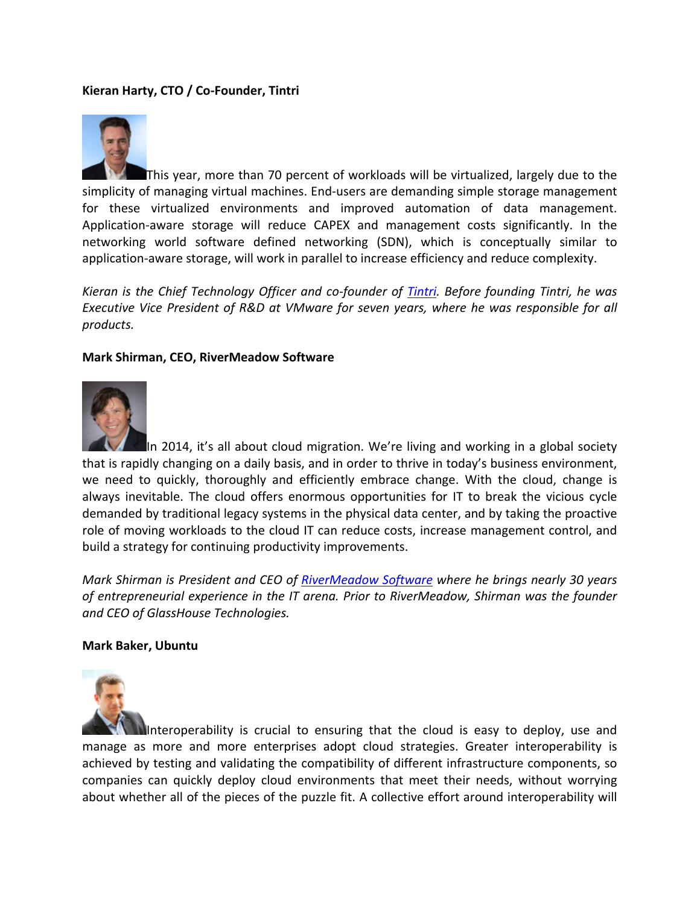**Kieran Harty, CTO / Co-Founder, Tintri**

This year, more than 70 percent of workloads will be virtualized, largely due to the simplicity of managing virtual machines. End-users are demanding simple storage management for these virtualized environments and improved automation of data management. Application-aware storage will reduce CAPEX and management costs significantly. In the networking world software defined networking (SDN), which is conceptually similar to application-aware storage, will work in parallel to increase efficiency and reduce complexity.

*Kieran is the Chief Technology Officer and co-founder of Tintri. Before founding Tintri, he was Executive Vice President of R&D at VMware for seven years, where he was responsible for all products.*

**Mark Shirman, CEO, RiverMeadow Software**

In 2014, it's all about cloud migration. We're living and working in a global society that is rapidly changing on a daily basis, and in order to thrive in today's business environment, we need to quickly, thoroughly and efficiently embrace change. With the cloud, change is always inevitable. The cloud offers enormous opportunities for IT to break the vicious cycle demanded by traditional legacy systems in the physical data center, and by taking the proactive role of moving workloads to the cloud IT can reduce costs, increase management control, and build a strategy for continuing productivity improvements.

*Mark Shirman is President and CEO of RiverMeadow Software where he brings nearly 30 years of entrepreneurial experience in the IT arena. Prior to RiverMeadow, Shirman was the founder and CEO of GlassHouse Technologies.*

**Mark Baker, Ubuntu**

Interoperability is crucial to ensuring that the cloud is easy to deploy, use and manage as more and more enterprises adopt cloud strategies. Greater interoperability is achieved by testing and validating the compatibility of different infrastructure components, so companies can quickly deploy cloud environments that meet their needs, without worrying about whether all of the pieces of the puzzle fit. A collective effort around interoperability will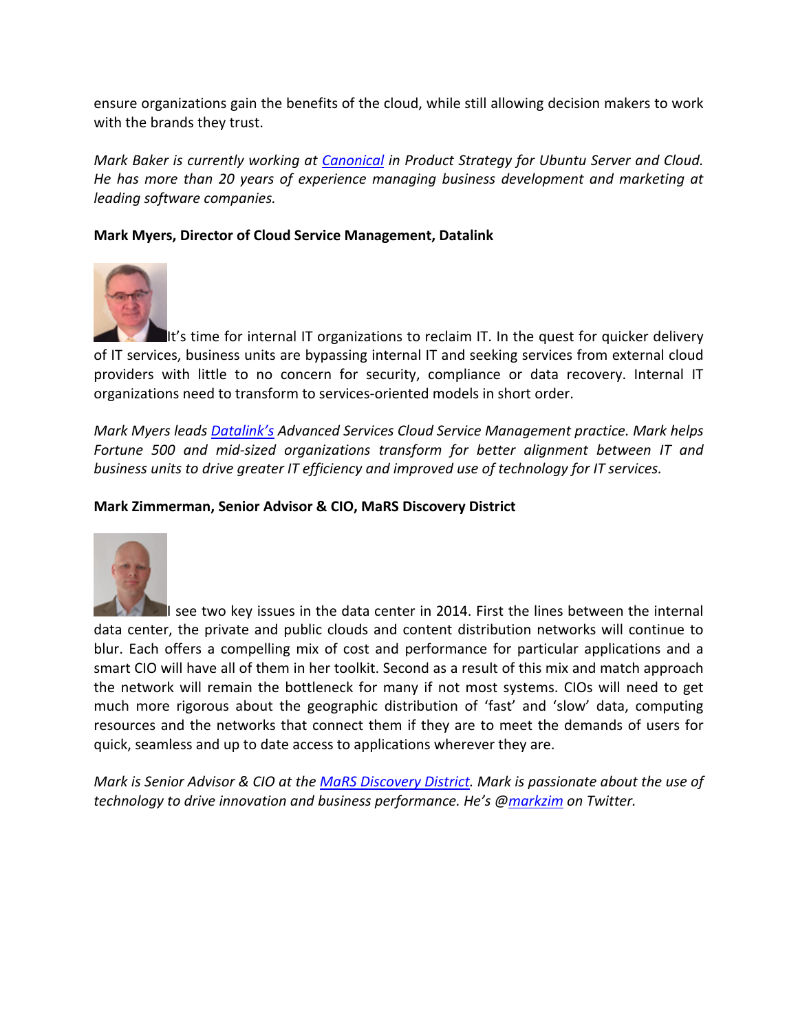ensure organizations gain the benefits of the cloud, while still allowing decision makers to work with the brands they trust.

*Mark Baker is currently working at [Canonical](#) in Product Strategy for Ubuntu Server and Cloud. He has more than 20 years of experience managing business development and marketing at leading software companies.*

**Mark Myers, Director of Cloud Service Management, Datalink**

It's time for internal IT organizations to reclaim IT. In the quest for quicker delivery of IT services, business units are bypassing internal IT and seeking services from external cloud providers with little to no concern for security, compliance or data recovery. Internal IT organizations need to transform to services-oriented models in short order.

*Mark Myers leads [Datalink's](#) Advanced Services Cloud Service Management practice. Mark helps Fortune 500 and mid-sized organizations transform for better alignment between IT and business units to drive greater IT efficiency and improved use of technology for IT services.*

**Mark Zimmerman, Senior Advisor & CIO, MaRS Discovery District**

I see two key issues in the data center in 2014. First the lines between the internal data center, the private and public clouds and content distribution networks will continue to blur. Each offers a compelling mix of cost and performance for particular applications and a smart CIO will have all of them in her toolkit. Second as a result of this mix and match approach the network will remain the bottleneck for many if not most systems. CIOs will need to get much more rigorous about the geographic distribution of 'fast' and 'slow' data, computing resources and the networks that connect them if they are to meet the demands of users for quick, seamless and up to date access to applications wherever they are.

*Mark is Senior Advisor & CIO at the [MaRS Discovery District](#). Mark is passionate about the use of technology to drive innovation and business performance. He's @[markzim](#) on Twitter.*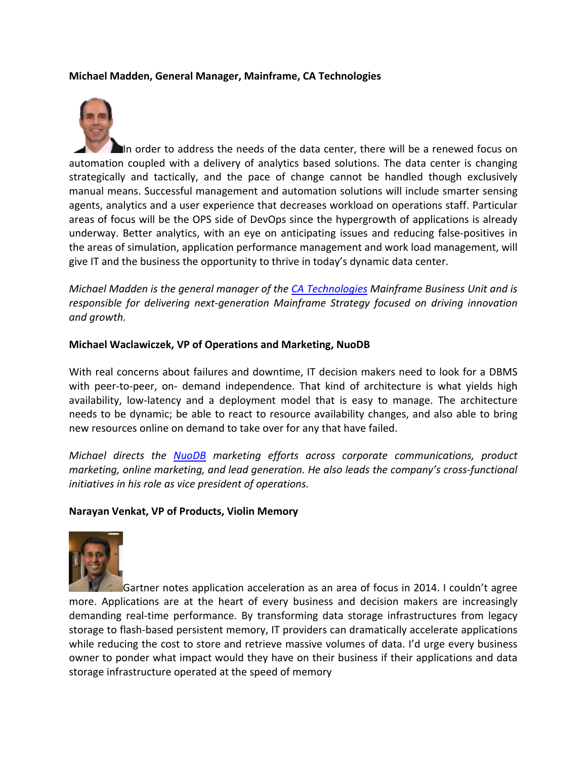**Michael Madden, General Manager, Mainframe, CA Technologies**

In order to address the needs of the data center, there will be a renewed focus on automation coupled with a delivery of analytics based solutions. The data center is changing strategically and tactically, and the pace of change cannot be handled though exclusively manual means. Successful management and automation solutions will include smarter sensing agents, analytics and a user experience that decreases workload on operations staff. Particular areas of focus will be the OPS side of DevOps since the hypergrowth of applications is already underway. Better analytics, with an eye on anticipating issues and reducing false-positives in the areas of simulation, application performance management and work load management, will give IT and the business the opportunity to thrive in today's dynamic data center.

*Michael Madden is the general manager of the [CA Technologies](#) Mainframe Business Unit and is responsible for delivering next-generation Mainframe Strategy focused on driving innovation and growth.*

**Michael Waclawiczek, VP of Operations and Marketing, NuoDB**

With real concerns about failures and downtime, IT decision makers need to look for a DBMS with peer-to-peer, on- demand independence. That kind of architecture is what yields high availability, low-latency and a deployment model that is easy to manage. The architecture needs to be dynamic; be able to react to resource availability changes, and also able to bring new resources online on demand to take over for any that have failed.

*Michael directs the [NuoDB](#) marketing efforts across corporate communications, product marketing, online marketing, and lead generation. He also leads the company's cross-functional initiatives in his role as vice president of operations.*

**Narayan Venkat, VP of Products, Violin Memory**

Gartner notes application acceleration as an area of focus in 2014. I couldn't agree more. Applications are at the heart of every business and decision makers are increasingly demanding real-time performance. By transforming data storage infrastructures from legacy storage to flash-based persistent memory, IT providers can dramatically accelerate applications while reducing the cost to store and retrieve massive volumes of data. I'd urge every business owner to ponder what impact would they have on their business if their applications and data storage infrastructure operated at the speed of memory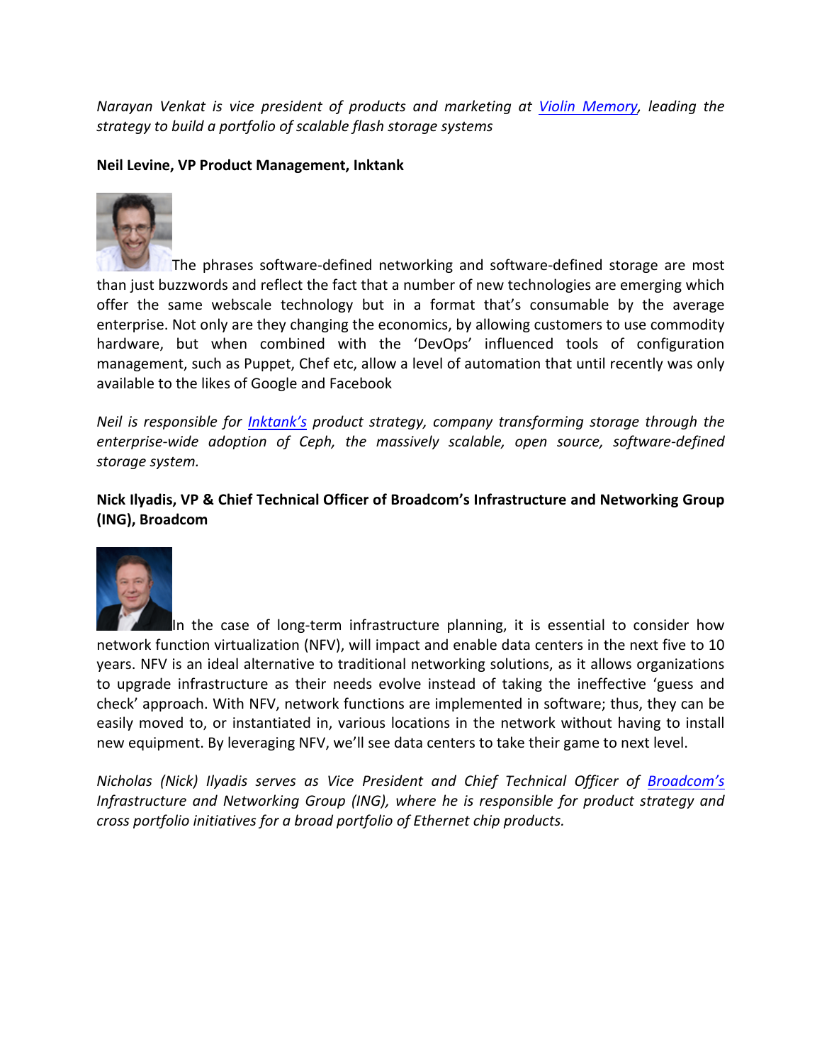*Narayan Venkat is vice president of products and marketing at Violin Memory, leading the strategy to build a portfolio of scalable flash storage systems*

**Neil Levine, VP Product Management, Inktank**

The phrases software-defined networking and software-defined storage are most than just buzzwords and reflect the fact that a number of new technologies are emerging which offer the same webscale technology but in a format that's consumable by the average enterprise. Not only are they changing the economics, by allowing customers to use commodity hardware, but when combined with the 'DevOps' influenced tools of configuration management, such as Puppet, Chef etc, allow a level of automation that until recently was only available to the likes of Google and Facebook

*Neil is responsible for Inktank's product strategy, company transforming storage through the enterprise-wide adoption of Ceph, the massively scalable, open source, software-defined storage system.*

**Nick Ilyadis, VP & Chief Technical Officer of Broadcom's Infrastructure and Networking Group (ING), Broadcom**

In the case of long-term infrastructure planning, it is essential to consider how network function virtualization (NFV), will impact and enable data centers in the next five to 10 years. NFV is an ideal alternative to traditional networking solutions, as it allows organizations to upgrade infrastructure as their needs evolve instead of taking the ineffective 'guess and check' approach. With NFV, network functions are implemented in software; thus, they can be easily moved to, or instantiated in, various locations in the network without having to install new equipment. By leveraging NFV, we'll see data centers to take their game to next level.

*Nicholas (Nick) Ilyadis serves as Vice President and Chief Technical Officer of Broadcom's Infrastructure and Networking Group (ING), where he is responsible for product strategy and cross portfolio initiatives for a broad portfolio of Ethernet chip products.*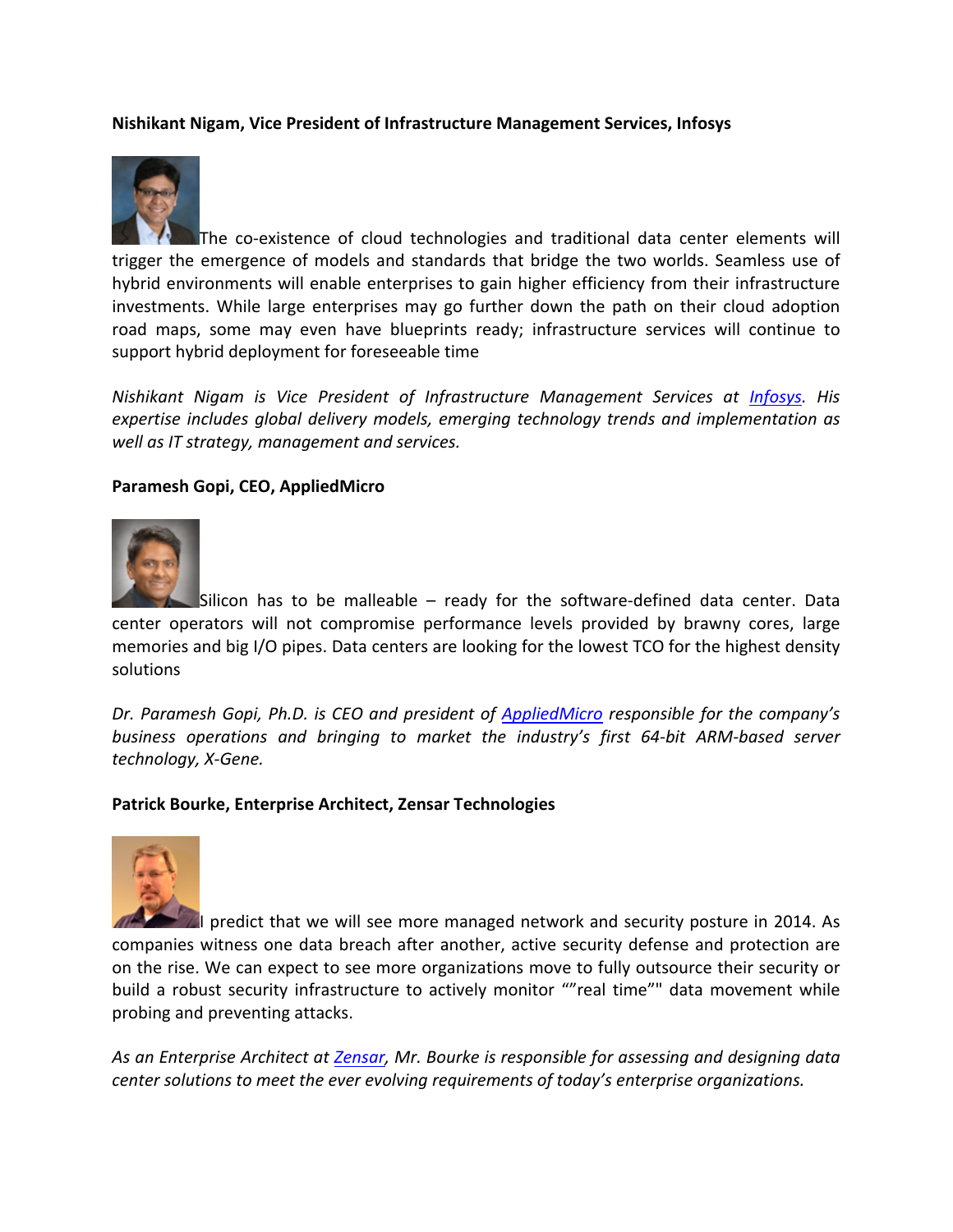**Nishikant Nigam, Vice President of Infrastructure Management Services, Infosys**

The co-existence of cloud technologies and traditional data center elements will trigger the emergence of models and standards that bridge the two worlds. Seamless use of hybrid environments will enable enterprises to gain higher efficiency from their infrastructure investments. While large enterprises may go further down the path on their cloud adoption road maps, some may even have blueprints ready; infrastructure services will continue to support hybrid deployment for foreseeable time

*Nishikant Nigam is Vice President of Infrastructure Management Services at Infosys. His expertise includes global delivery models, emerging technology trends and implementation as well as IT strategy, management and services.*

**Paramesh Gopi, CEO, AppliedMicro**

Silicon has to be malleable – ready for the software-defined data center. Data center operators will not compromise performance levels provided by brawny cores, large memories and big I/O pipes. Data centers are looking for the lowest TCO for the highest density solutions

*Dr. Paramesh Gopi, Ph.D. is CEO and president of AppliedMicro responsible for the company's business operations and bringing to market the industry's first 64-bit ARM-based server technology, X-Gene.*

**Patrick Bourke, Enterprise Architect, Zensar Technologies**

I predict that we will see more managed network and security posture in 2014. As companies witness one data breach after another, active security defense and protection are on the rise. We can expect to see more organizations move to fully outsource their security or build a robust security infrastructure to actively monitor ""real time"" data movement while probing and preventing attacks.

*As an Enterprise Architect at Zensar, Mr. Bourke is responsible for assessing and designing data center solutions to meet the ever evolving requirements of today's enterprise organizations.*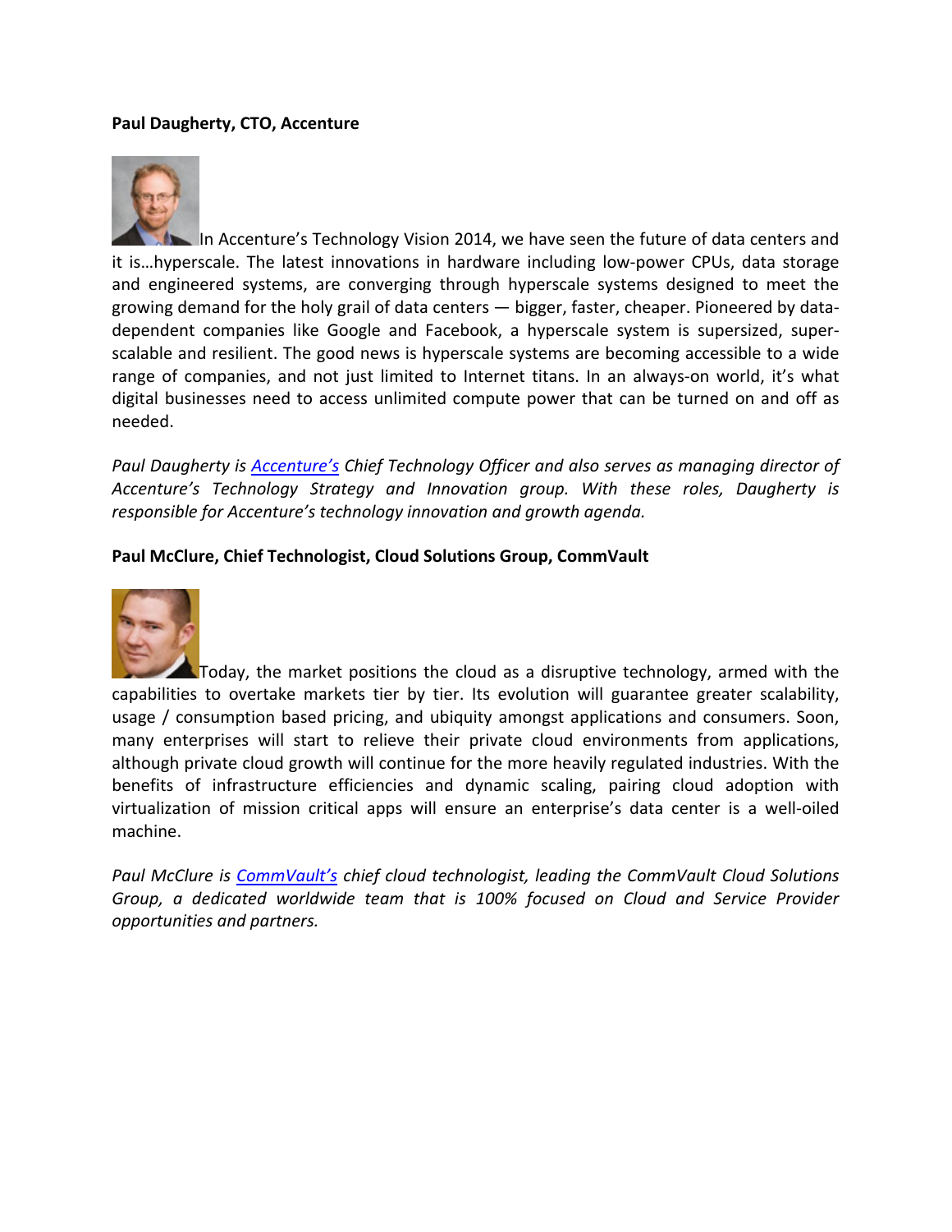**Paul Daugherty, CTO, Accenture**

In Accenture's Technology Vision 2014, we have seen the future of data centers and it is…hyperscale. The latest innovations in hardware including low-power CPUs, data storage and engineered systems, are converging through hyperscale systems designed to meet the growing demand for the holy grail of data centers — bigger, faster, cheaper. Pioneered by data-dependent companies like Google and Facebook, a hyperscale system is supersized, super-scalable and resilient. The good news is hyperscale systems are becoming accessible to a wide range of companies, and not just limited to Internet titans. In an always-on world, it's what digital businesses need to access unlimited compute power that can be turned on and off as needed.

*Paul Daugherty is Accenture's Chief Technology Officer and also serves as managing director of Accenture's Technology Strategy and Innovation group. With these roles, Daugherty is responsible for Accenture's technology innovation and growth agenda.*

**Paul McClure, Chief Technologist, Cloud Solutions Group, CommVault**

Today, the market positions the cloud as a disruptive technology, armed with the capabilities to overtake markets tier by tier. Its evolution will guarantee greater scalability, usage / consumption based pricing, and ubiquity amongst applications and consumers. Soon, many enterprises will start to relieve their private cloud environments from applications, although private cloud growth will continue for the more heavily regulated industries. With the benefits of infrastructure efficiencies and dynamic scaling, pairing cloud adoption with virtualization of mission critical apps will ensure an enterprise's data center is a well-oiled machine.

*Paul McClure is CommVault's chief cloud technologist, leading the CommVault Cloud Solutions Group, a dedicated worldwide team that is 100% focused on Cloud and Service Provider opportunities and partners.*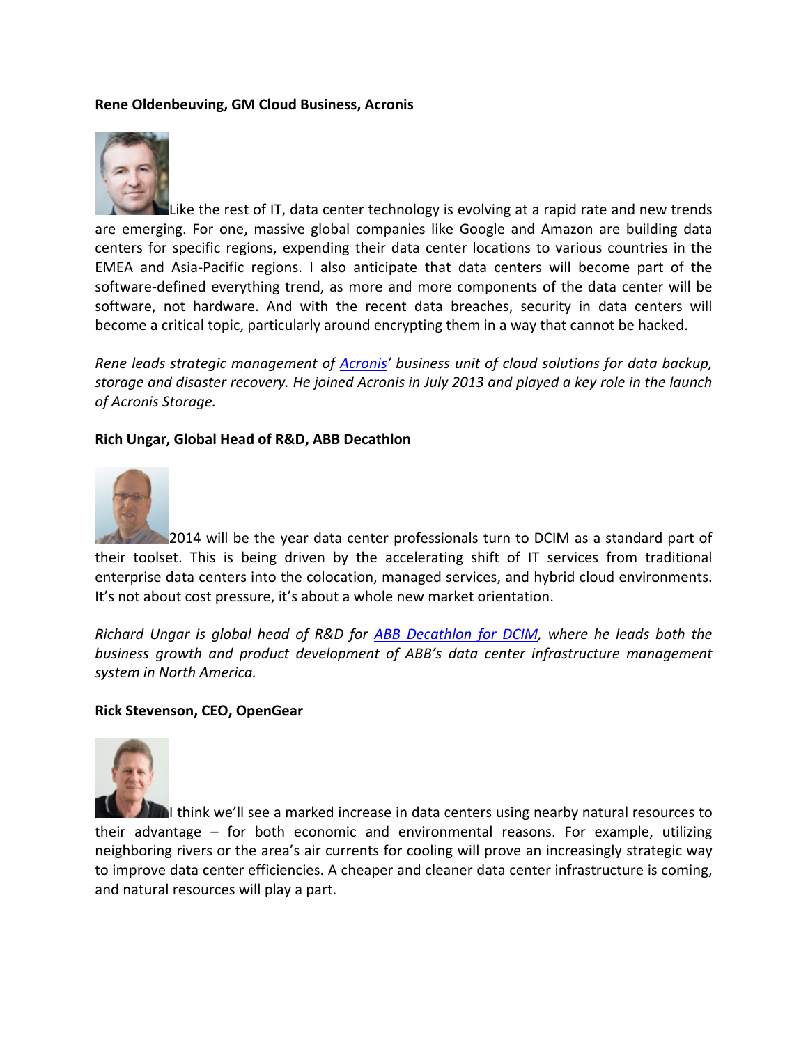**Rene Oldenbeuving, GM Cloud Business, Acronis**

Like the rest of IT, data center technology is evolving at a rapid rate and new trends are emerging. For one, massive global companies like Google and Amazon are building data centers for specific regions, expending their data center locations to various countries in the EMEA and Asia-Pacific regions. I also anticipate that data centers will become part of the software-defined everything trend, as more and more components of the data center will be software, not hardware. And with the recent data breaches, security in data centers will become a critical topic, particularly around encrypting them in a way that cannot be hacked.

*Rene leads strategic management of Acronis' business unit of cloud solutions for data backup, storage and disaster recovery. He joined Acronis in July 2013 and played a key role in the launch of Acronis Storage.*

**Rich Ungar, Global Head of R&D, ABB Decathlon**

2014 will be the year data center professionals turn to DCIM as a standard part of their toolset. This is being driven by the accelerating shift of IT services from traditional enterprise data centers into the colocation, managed services, and hybrid cloud environments. It's not about cost pressure, it's about a whole new market orientation.

*Richard Ungar is global head of R&D for ABB Decathlon for DCIM, where he leads both the business growth and product development of ABB's data center infrastructure management system in North America.*

**Rick Stevenson, CEO, OpenGear**

I think we'll see a marked increase in data centers using nearby natural resources to their advantage – for both economic and environmental reasons. For example, utilizing neighboring rivers or the area's air currents for cooling will prove an increasingly strategic way to improve data center efficiencies. A cheaper and cleaner data center infrastructure is coming, and natural resources will play a part.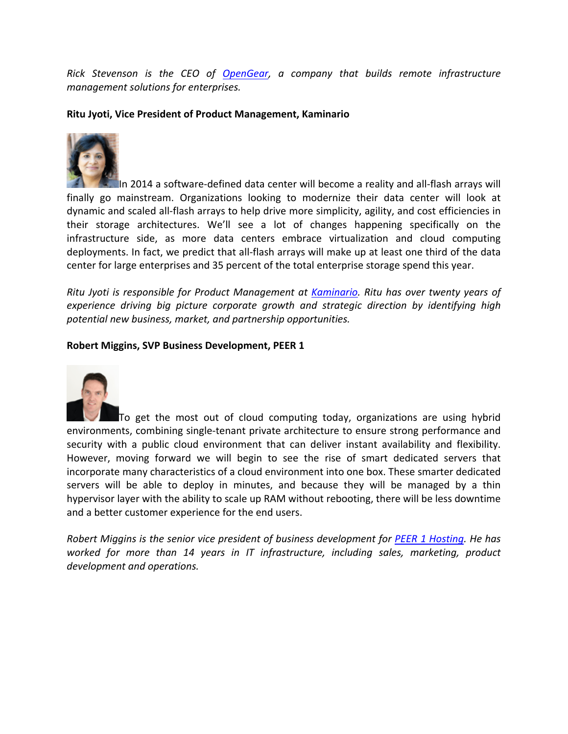*Rick Stevenson is the CEO of [OpenGear](), a company that builds remote infrastructure management solutions for enterprises.*

**Ritu Jyoti, Vice President of Product Management, Kaminario**

In 2014 a software-defined data center will become a reality and all-flash arrays will finally go mainstream. Organizations looking to modernize their data center will look at dynamic and scaled all-flash arrays to help drive more simplicity, agility, and cost efficiencies in their storage architectures. We'll see a lot of changes happening specifically on the infrastructure side, as more data centers embrace virtualization and cloud computing deployments. In fact, we predict that all-flash arrays will make up at least one third of the data center for large enterprises and 35 percent of the total enterprise storage spend this year.

*Ritu Jyoti is responsible for Product Management at [Kaminario](). Ritu has over twenty years of experience driving big picture corporate growth and strategic direction by identifying high potential new business, market, and partnership opportunities.*

**Robert Miggins, SVP Business Development, PEER 1**

To get the most out of cloud computing today, organizations are using hybrid environments, combining single-tenant private architecture to ensure strong performance and security with a public cloud environment that can deliver instant availability and flexibility. However, moving forward we will begin to see the rise of smart dedicated servers that incorporate many characteristics of a cloud environment into one box. These smarter dedicated servers will be able to deploy in minutes, and because they will be managed by a thin hypervisor layer with the ability to scale up RAM without rebooting, there will be less downtime and a better customer experience for the end users.

*Robert Miggins is the senior vice president of business development for [PEER 1 Hosting](). He has worked for more than 14 years in IT infrastructure, including sales, marketing, product development and operations.*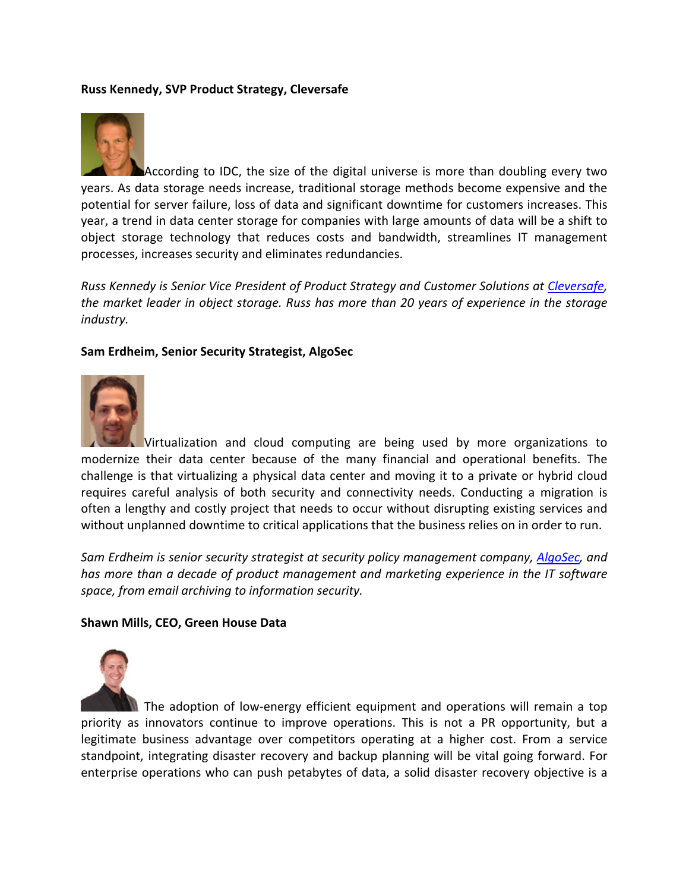**Russ Kennedy, SVP Product Strategy, Cleversafe**

According to IDC, the size of the digital universe is more than doubling every two years. As data storage needs increase, traditional storage methods become expensive and the potential for server failure, loss of data and significant downtime for customers increases. This year, a trend in data center storage for companies with large amounts of data will be a shift to object storage technology that reduces costs and bandwidth, streamlines IT management processes, increases security and eliminates redundancies.

*Russ Kennedy is Senior Vice President of Product Strategy and Customer Solutions at Cleversafe, the market leader in object storage. Russ has more than 20 years of experience in the storage industry.*

**Sam Erdheim, Senior Security Strategist, AlgoSec**

Virtualization and cloud computing are being used by more organizations to modernize their data center because of the many financial and operational benefits. The challenge is that virtualizing a physical data center and moving it to a private or hybrid cloud requires careful analysis of both security and connectivity needs. Conducting a migration is often a lengthy and costly project that needs to occur without disrupting existing services and without unplanned downtime to critical applications that the business relies on in order to run.

*Sam Erdheim is senior security strategist at security policy management company, AlgoSec, and has more than a decade of product management and marketing experience in the IT software space, from email archiving to information security.*

**Shawn Mills, CEO, Green House Data**

The adoption of low-energy efficient equipment and operations will remain a top priority as innovators continue to improve operations. This is not a PR opportunity, but a legitimate business advantage over competitors operating at a higher cost. From a service standpoint, integrating disaster recovery and backup planning will be vital going forward. For enterprise operations who can push petabytes of data, a solid disaster recovery objective is a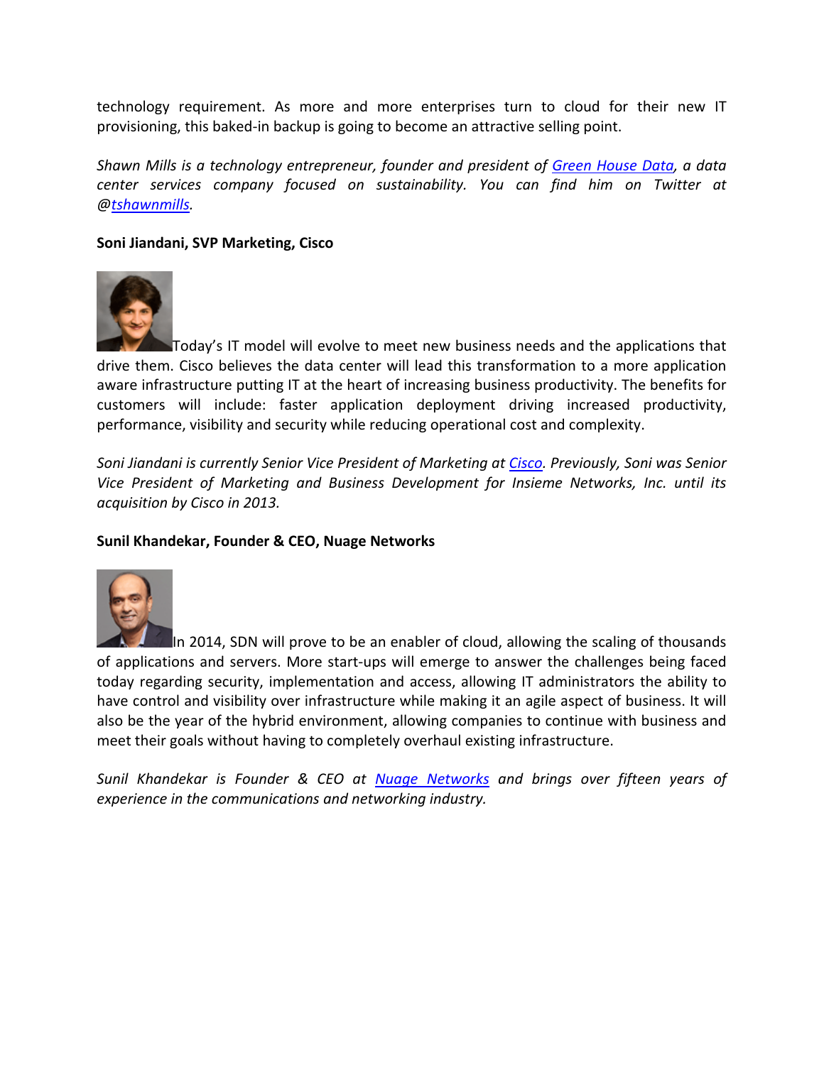technology requirement. As more and more enterprises turn to cloud for their new IT provisioning, this baked-in backup is going to become an attractive selling point.

*Shawn Mills is a technology entrepreneur, founder and president of [Green House Data](), a data center services company focused on sustainability. You can find him on Twitter at @[tshawnmills]().*

**Soni Jiandani, SVP Marketing, Cisco**

Today's IT model will evolve to meet new business needs and the applications that drive them. Cisco believes the data center will lead this transformation to a more application aware infrastructure putting IT at the heart of increasing business productivity. The benefits for customers will include: faster application deployment driving increased productivity, performance, visibility and security while reducing operational cost and complexity.

*Soni Jiandani is currently Senior Vice President of Marketing at [Cisco](). Previously, Soni was Senior Vice President of Marketing and Business Development for Insieme Networks, Inc. until its acquisition by Cisco in 2013.*

**Sunil Khandekar, Founder & CEO, Nuage Networks**

In 2014, SDN will prove to be an enabler of cloud, allowing the scaling of thousands of applications and servers. More start-ups will emerge to answer the challenges being faced today regarding security, implementation and access, allowing IT administrators the ability to have control and visibility over infrastructure while making it an agile aspect of business. It will also be the year of the hybrid environment, allowing companies to continue with business and meet their goals without having to completely overhaul existing infrastructure.

*Sunil Khandekar is Founder & CEO at [Nuage Networks]() and brings over fifteen years of experience in the communications and networking industry.*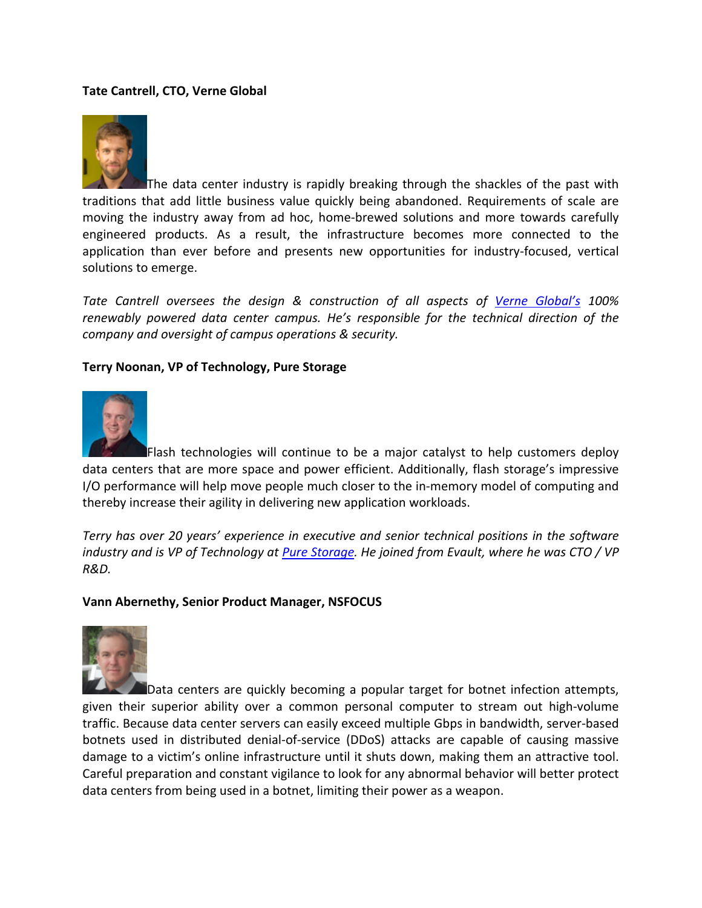**Tate Cantrell, CTO, Verne Global**

The data center industry is rapidly breaking through the shackles of the past with traditions that add little business value quickly being abandoned. Requirements of scale are moving the industry away from ad hoc, home-brewed solutions and more towards carefully engineered products. As a result, the infrastructure becomes more connected to the application than ever before and presents new opportunities for industry-focused, vertical solutions to emerge.

*Tate Cantrell oversees the design & construction of all aspects of Verne Global's 100% renewably powered data center campus. He's responsible for the technical direction of the company and oversight of campus operations & security.*

**Terry Noonan, VP of Technology, Pure Storage**

Flash technologies will continue to be a major catalyst to help customers deploy data centers that are more space and power efficient. Additionally, flash storage's impressive I/O performance will help move people much closer to the in-memory model of computing and thereby increase their agility in delivering new application workloads.

*Terry has over 20 years' experience in executive and senior technical positions in the software industry and is VP of Technology at Pure Storage. He joined from Evault, where he was CTO / VP R&D.*

**Vann Abernethy, Senior Product Manager, NSFOCUS**

Data centers are quickly becoming a popular target for botnet infection attempts, given their superior ability over a common personal computer to stream out high-volume traffic. Because data center servers can easily exceed multiple Gbps in bandwidth, server-based botnets used in distributed denial-of-service (DDoS) attacks are capable of causing massive damage to a victim's online infrastructure until it shuts down, making them an attractive tool. Careful preparation and constant vigilance to look for any abnormal behavior will better protect data centers from being used in a botnet, limiting their power as a weapon.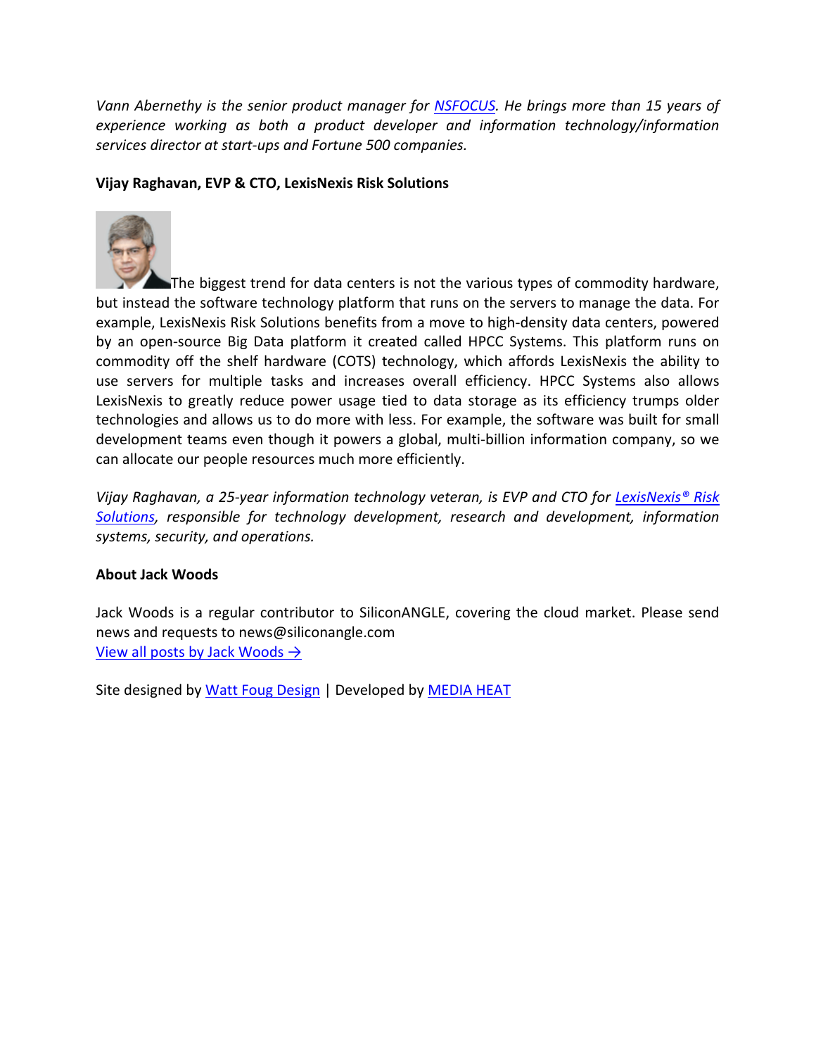*Vann Abernethy is the senior product manager for NSFOCUS. He brings more than 15 years of experience working as both a product developer and information technology/information services director at start-ups and Fortune 500 companies.*

**Vijay Raghavan, EVP & CTO, LexisNexis Risk Solutions**

The biggest trend for data centers is not the various types of commodity hardware, but instead the software technology platform that runs on the servers to manage the data. For example, LexisNexis Risk Solutions benefits from a move to high-density data centers, powered by an open-source Big Data platform it created called HPCC Systems. This platform runs on commodity off the shelf hardware (COTS) technology, which affords LexisNexis the ability to use servers for multiple tasks and increases overall efficiency. HPCC Systems also allows LexisNexis to greatly reduce power usage tied to data storage as its efficiency trumps older technologies and allows us to do more with less. For example, the software was built for small development teams even though it powers a global, multi-billion information company, so we can allocate our people resources much more efficiently.

*Vijay Raghavan, a 25-year information technology veteran, is EVP and CTO for LexisNexis® Risk Solutions, responsible for technology development, research and development, information systems, security, and operations.*

**About Jack Woods**

Jack Woods is a regular contributor to SiliconANGLE, covering the cloud market. Please send news and requests to news@siliconangle.com
View all posts by Jack Woods →

Site designed by Watt Foug Design | Developed by MEDIA HEAT